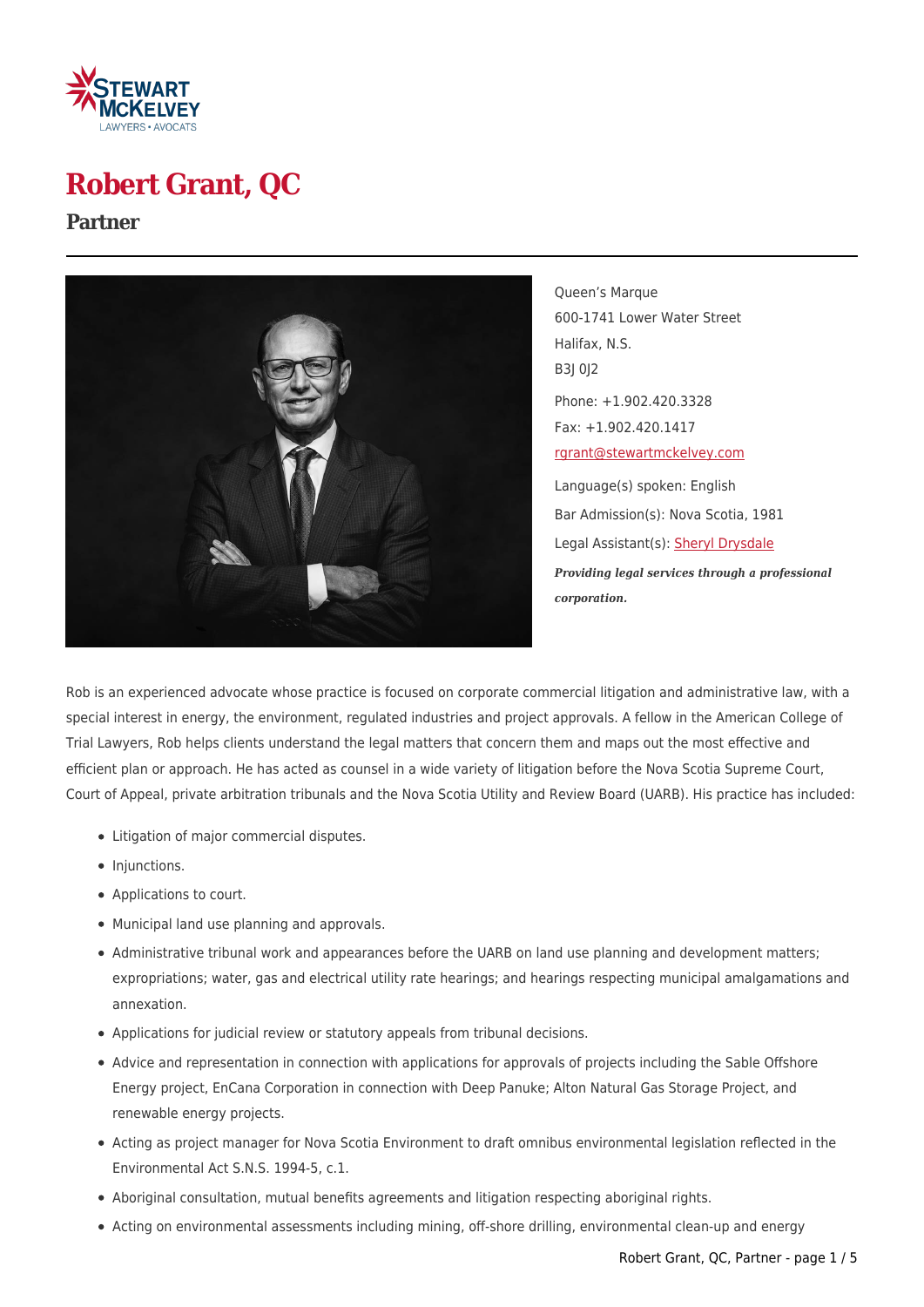# Robert Grant, QC

## Partner

Queen's Marque
600-1741 Lower Water Street
Halifax, N.S.
B3J 0J2

Phone: +1.902.420.3328
Fax: +1.902.420.1417
rgrant@stewartmckelvey.com

Language(s) spoken: English
Bar Admission(s): Nova Scotia, 1981
Legal Assistant(s): Sheryl Drysdale

***Providing legal services through a professional corporation.***

Rob is an experienced advocate whose practice is focused on corporate commercial litigation and administrative law, with a special interest in energy, the environment, regulated industries and project approvals. A fellow in the American College of Trial Lawyers, Rob helps clients understand the legal matters that concern them and maps out the most effective and efficient plan or approach. He has acted as counsel in a wide variety of litigation before the Nova Scotia Supreme Court, Court of Appeal, private arbitration tribunals and the Nova Scotia Utility and Review Board (UARB). His practice has included:

- Litigation of major commercial disputes.
- Injunctions.
- Applications to court.
- Municipal land use planning and approvals.
- Administrative tribunal work and appearances before the UARB on land use planning and development matters; expropriations; water, gas and electrical utility rate hearings; and hearings respecting municipal amalgamations and annexation.
- Applications for judicial review or statutory appeals from tribunal decisions.
- Advice and representation in connection with applications for approvals of projects including the Sable Offshore Energy project, EnCana Corporation in connection with Deep Panuke; Alton Natural Gas Storage Project, and renewable energy projects.
- Acting as project manager for Nova Scotia Environment to draft omnibus environmental legislation reflected in the Environmental Act S.N.S. 1994-5, c.1.
- Aboriginal consultation, mutual benefits agreements and litigation respecting aboriginal rights.
- Acting on environmental assessments including mining, off-shore drilling, environmental clean-up and energy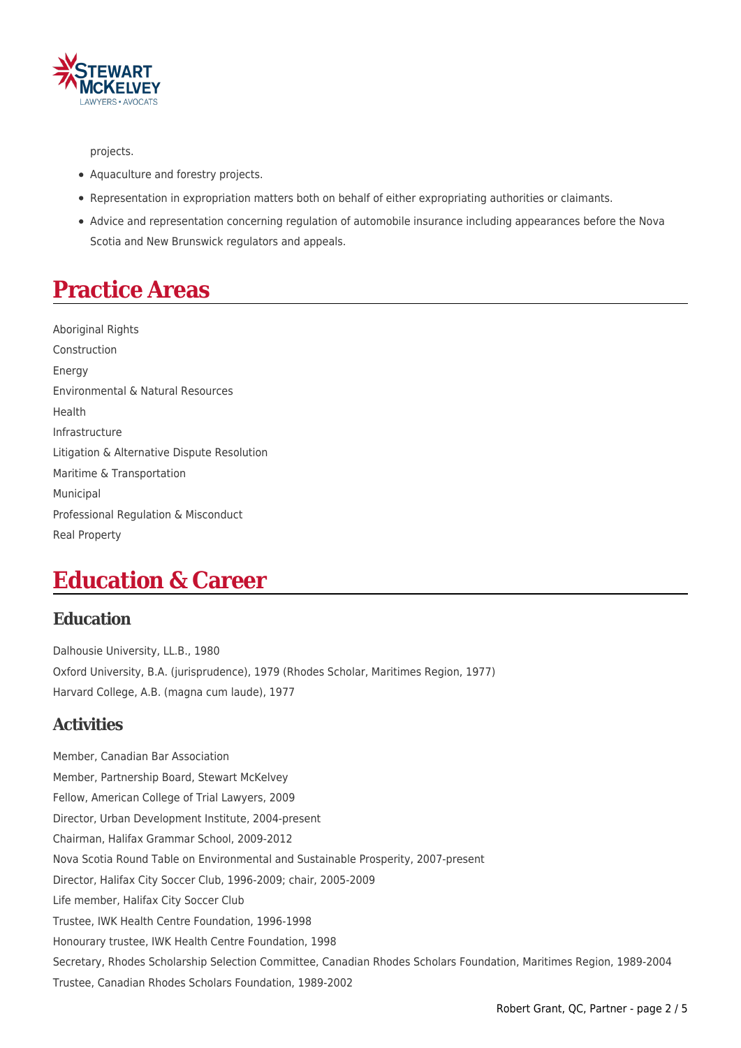projects.

- Aquaculture and forestry projects.
- Representation in expropriation matters both on behalf of either expropriating authorities or claimants.
- Advice and representation concerning regulation of automobile insurance including appearances before the Nova Scotia and New Brunswick regulators and appeals.

# Practice Areas

Aboriginal Rights
Construction
Energy
Environmental & Natural Resources
Health
Infrastructure
Litigation & Alternative Dispute Resolution
Maritime & Transportation
Municipal
Professional Regulation & Misconduct
Real Property

# Education & Career

## Education

Dalhousie University, LL.B., 1980
Oxford University, B.A. (jurisprudence), 1979 (Rhodes Scholar, Maritimes Region, 1977)
Harvard College, A.B. (magna cum laude), 1977

## Activities

Member, Canadian Bar Association
Member, Partnership Board, Stewart McKelvey
Fellow, American College of Trial Lawyers, 2009
Director, Urban Development Institute, 2004-present
Chairman, Halifax Grammar School, 2009-2012
Nova Scotia Round Table on Environmental and Sustainable Prosperity, 2007-present
Director, Halifax City Soccer Club, 1996-2009; chair, 2005-2009
Life member, Halifax City Soccer Club
Trustee, IWK Health Centre Foundation, 1996-1998
Honourary trustee, IWK Health Centre Foundation, 1998
Secretary, Rhodes Scholarship Selection Committee, Canadian Rhodes Scholars Foundation, Maritimes Region, 1989-2004
Trustee, Canadian Rhodes Scholars Foundation, 1989-2002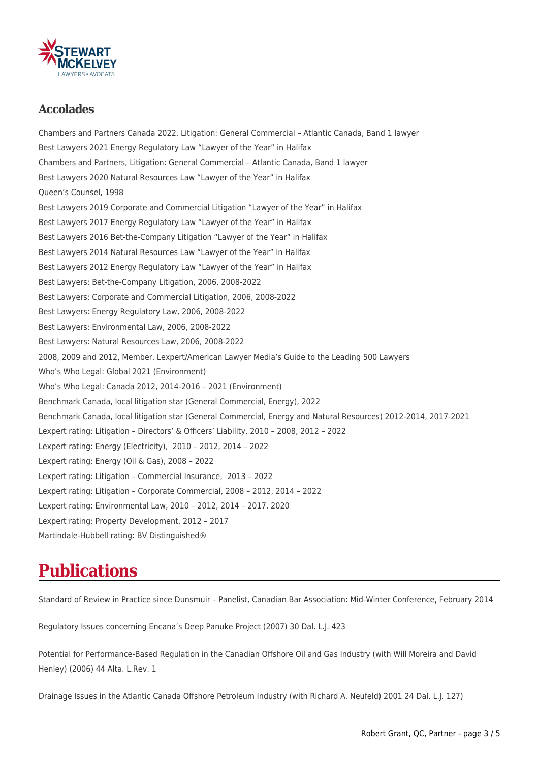## Accolades

Chambers and Partners Canada 2022, Litigation: General Commercial – Atlantic Canada, Band 1 lawyer

Best Lawyers 2021 Energy Regulatory Law "Lawyer of the Year" in Halifax

Chambers and Partners, Litigation: General Commercial – Atlantic Canada, Band 1 lawyer

Best Lawyers 2020 Natural Resources Law "Lawyer of the Year" in Halifax

Queen's Counsel, 1998

Best Lawyers 2019 Corporate and Commercial Litigation "Lawyer of the Year" in Halifax

Best Lawyers 2017 Energy Regulatory Law "Lawyer of the Year" in Halifax

Best Lawyers 2016 Bet-the-Company Litigation "Lawyer of the Year" in Halifax

Best Lawyers 2014 Natural Resources Law "Lawyer of the Year" in Halifax

Best Lawyers 2012 Energy Regulatory Law "Lawyer of the Year" in Halifax

Best Lawyers: Bet-the-Company Litigation, 2006, 2008-2022

Best Lawyers: Corporate and Commercial Litigation, 2006, 2008-2022

Best Lawyers: Energy Regulatory Law, 2006, 2008-2022

Best Lawyers: Environmental Law, 2006, 2008-2022

Best Lawyers: Natural Resources Law, 2006, 2008-2022

2008, 2009 and 2012, Member, Lexpert/American Lawyer Media's Guide to the Leading 500 Lawyers

Who's Who Legal: Global 2021 (Environment)

Who's Who Legal: Canada 2012, 2014-2016 – 2021 (Environment)

Benchmark Canada, local litigation star (General Commercial, Energy), 2022

Benchmark Canada, local litigation star (General Commercial, Energy and Natural Resources) 2012-2014, 2017-2021

Lexpert rating: Litigation – Directors' & Officers' Liability, 2010 – 2008, 2012 – 2022

Lexpert rating: Energy (Electricity), 2010 – 2012, 2014 – 2022

Lexpert rating: Energy (Oil & Gas), 2008 – 2022

Lexpert rating: Litigation – Commercial Insurance, 2013 – 2022

Lexpert rating: Litigation – Corporate Commercial, 2008 – 2012, 2014 – 2022

Lexpert rating: Environmental Law, 2010 – 2012, 2014 – 2017, 2020

Lexpert rating: Property Development, 2012 – 2017

Martindale-Hubbell rating: BV Distinguished®

# Publications

Standard of Review in Practice since Dunsmuir – Panelist, Canadian Bar Association: Mid-Winter Conference, February 2014

Regulatory Issues concerning Encana's Deep Panuke Project (2007) 30 Dal. L.J. 423

Potential for Performance-Based Regulation in the Canadian Offshore Oil and Gas Industry (with Will Moreira and David Henley) (2006) 44 Alta. L.Rev. 1

Drainage Issues in the Atlantic Canada Offshore Petroleum Industry (with Richard A. Neufeld) 2001 24 Dal. L.J. 127)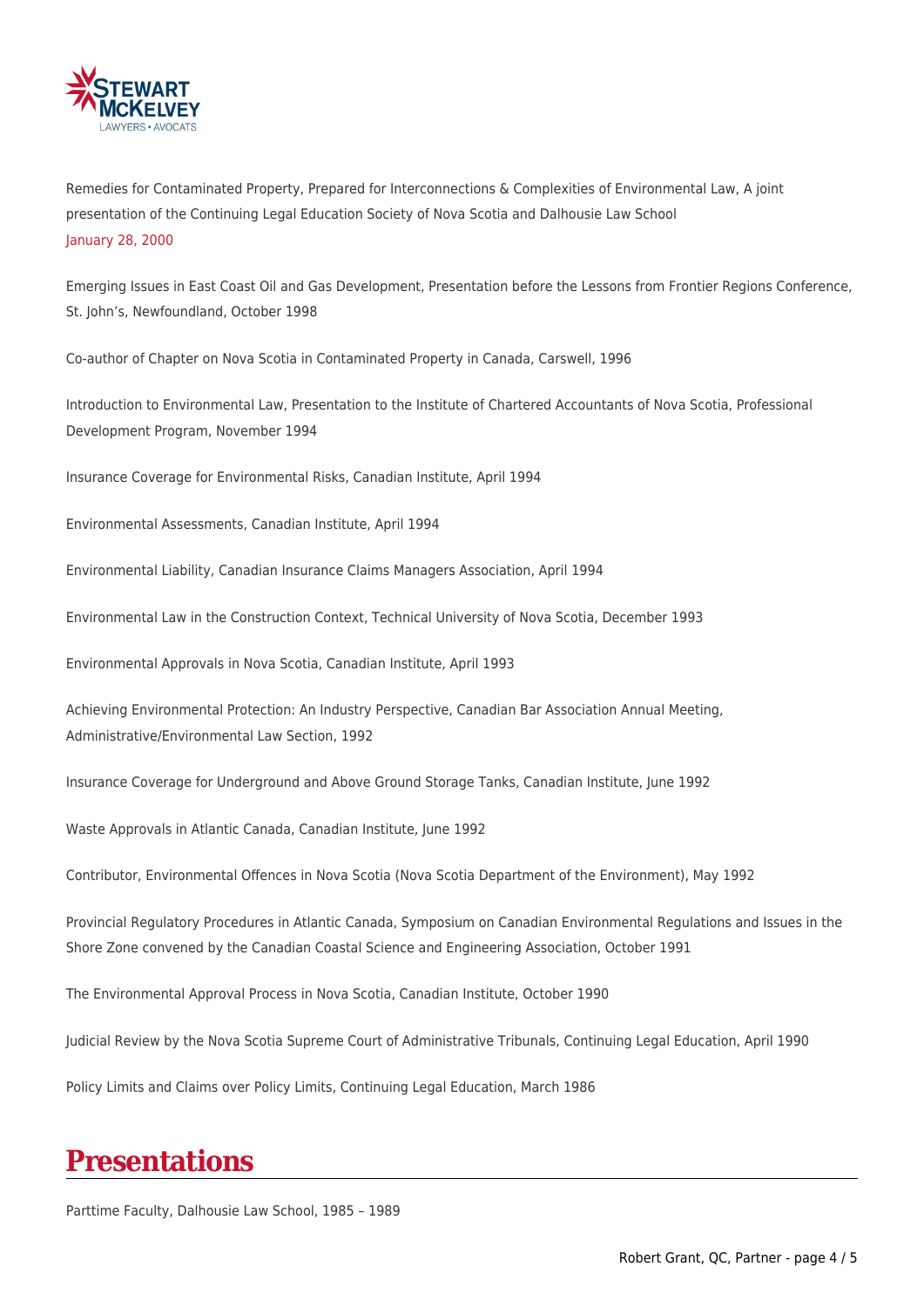Remedies for Contaminated Property, Prepared for Interconnections & Complexities of Environmental Law, A joint presentation of the Continuing Legal Education Society of Nova Scotia and Dalhousie Law School
January 28, 2000

Emerging Issues in East Coast Oil and Gas Development, Presentation before the Lessons from Frontier Regions Conference, St. John's, Newfoundland, October 1998

Co-author of Chapter on Nova Scotia in Contaminated Property in Canada, Carswell, 1996

Introduction to Environmental Law, Presentation to the Institute of Chartered Accountants of Nova Scotia, Professional Development Program, November 1994

Insurance Coverage for Environmental Risks, Canadian Institute, April 1994

Environmental Assessments, Canadian Institute, April 1994

Environmental Liability, Canadian Insurance Claims Managers Association, April 1994

Environmental Law in the Construction Context, Technical University of Nova Scotia, December 1993

Environmental Approvals in Nova Scotia, Canadian Institute, April 1993

Achieving Environmental Protection: An Industry Perspective, Canadian Bar Association Annual Meeting, Administrative/Environmental Law Section, 1992

Insurance Coverage for Underground and Above Ground Storage Tanks, Canadian Institute, June 1992

Waste Approvals in Atlantic Canada, Canadian Institute, June 1992

Contributor, Environmental Offences in Nova Scotia (Nova Scotia Department of the Environment), May 1992

Provincial Regulatory Procedures in Atlantic Canada, Symposium on Canadian Environmental Regulations and Issues in the Shore Zone convened by the Canadian Coastal Science and Engineering Association, October 1991

The Environmental Approval Process in Nova Scotia, Canadian Institute, October 1990

Judicial Review by the Nova Scotia Supreme Court of Administrative Tribunals, Continuing Legal Education, April 1990

Policy Limits and Claims over Policy Limits, Continuing Legal Education, March 1986

## Presentations

Parttime Faculty, Dalhousie Law School, 1985 – 1989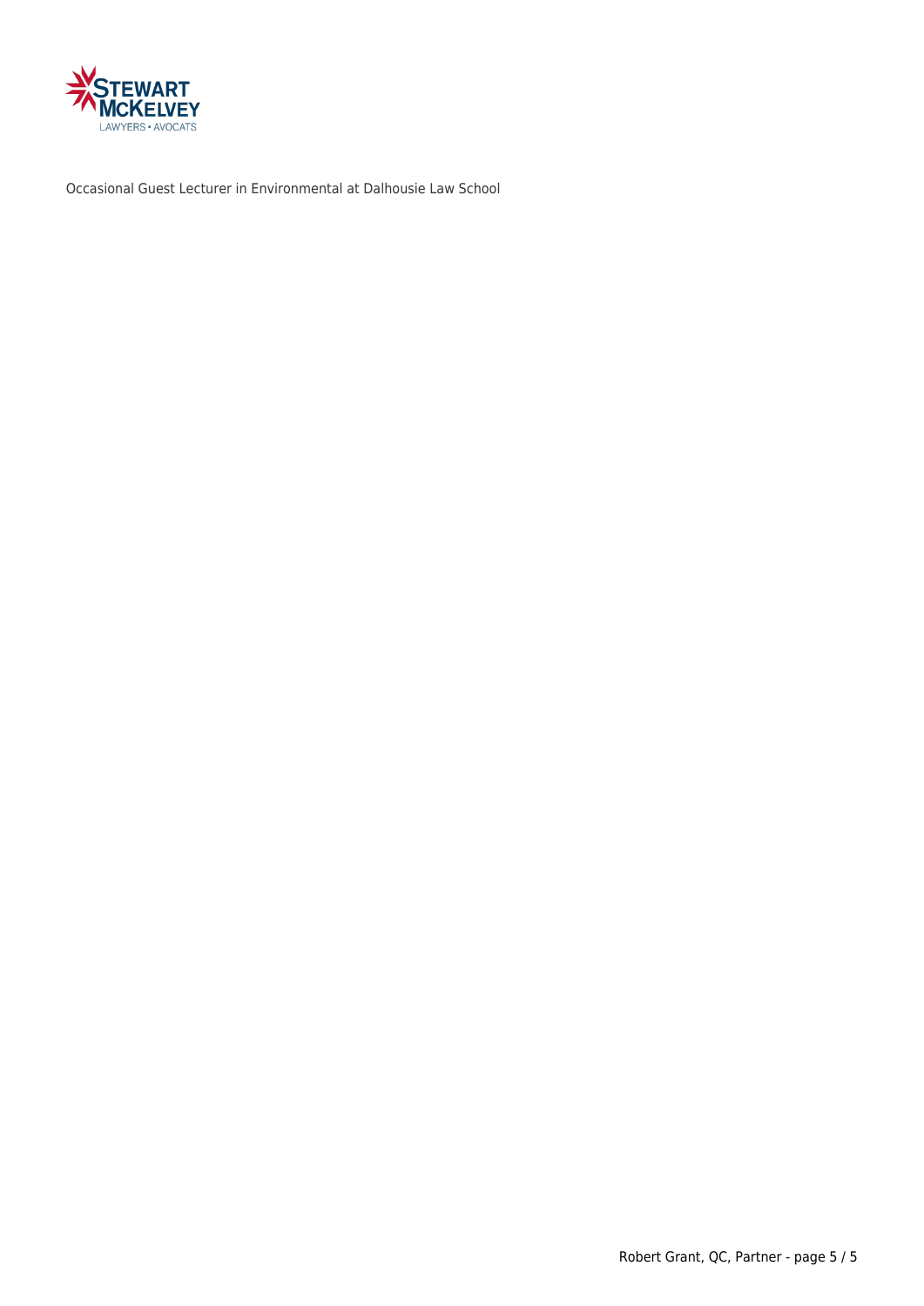Occasional Guest Lecturer in Environmental at Dalhousie Law School